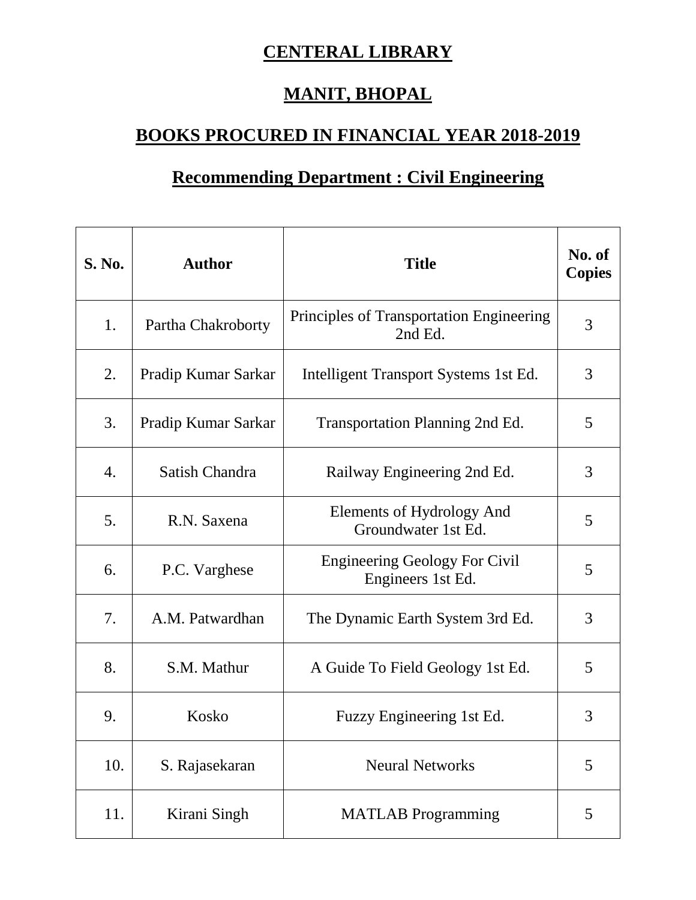# CENTERAL LIBRARY

# MANIT, BHOPAL

## BOOKS PROCURED IN FINANCIAL YEAR 2018-2019

## Recommending Department : Civil Engineering

| S. No. | Author | Title | No. of Copies |
|---|---|---|---|
| 1. | Partha Chakroborty | Principles of Transportation Engineering 2nd Ed. | 3 |
| 2. | Pradip Kumar Sarkar | Intelligent Transport Systems 1st Ed. | 3 |
| 3. | Pradip Kumar Sarkar | Transportation Planning 2nd Ed. | 5 |
| 4. | Satish Chandra | Railway Engineering 2nd Ed. | 3 |
| 5. | R.N. Saxena | Elements of Hydrology And Groundwater 1st Ed. | 5 |
| 6. | P.C. Varghese | Engineering Geology For Civil Engineers 1st Ed. | 5 |
| 7. | A.M. Patwardhan | The Dynamic Earth System 3rd Ed. | 3 |
| 8. | S.M. Mathur | A Guide To Field Geology 1st Ed. | 5 |
| 9. | Kosko | Fuzzy Engineering 1st Ed. | 3 |
| 10. | S. Rajasekaran | Neural Networks | 5 |
| 11. | Kirani Singh | MATLAB Programming | 5 |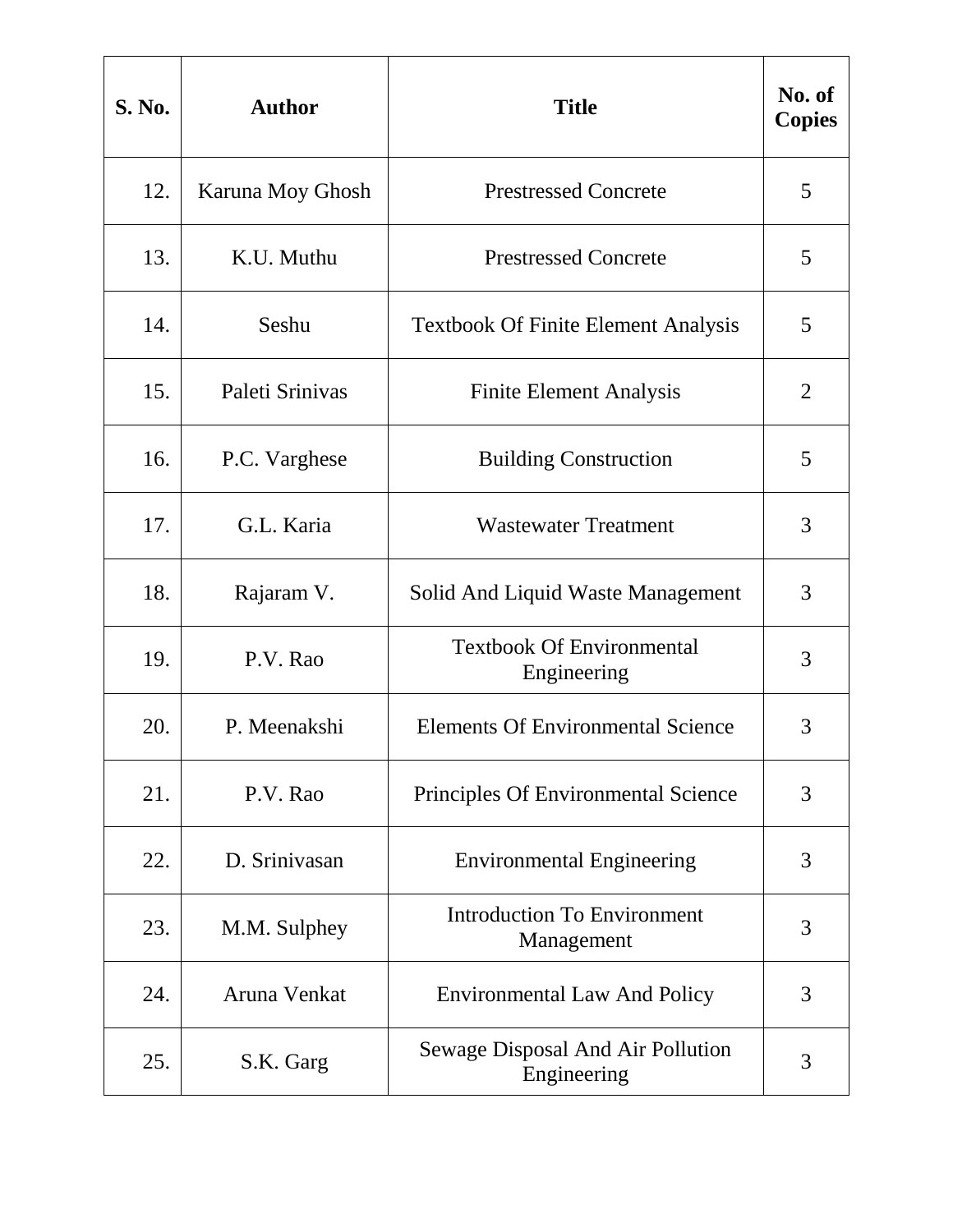| S. No. | Author | Title | No. of Copies |
|---|---|---|---|
| 12. | Karuna Moy Ghosh | Prestressed Concrete | 5 |
| 13. | K.U. Muthu | Prestressed Concrete | 5 |
| 14. | Seshu | Textbook Of Finite Element Analysis | 5 |
| 15. | Paleti Srinivas | Finite Element Analysis | 2 |
| 16. | P.C. Varghese | Building Construction | 5 |
| 17. | G.L. Karia | Wastewater Treatment | 3 |
| 18. | Rajaram V. | Solid And Liquid Waste Management | 3 |
| 19. | P.V. Rao | Textbook Of Environmental Engineering | 3 |
| 20. | P. Meenakshi | Elements Of Environmental Science | 3 |
| 21. | P.V. Rao | Principles Of Environmental Science | 3 |
| 22. | D. Srinivasan | Environmental Engineering | 3 |
| 23. | M.M. Sulphey | Introduction To Environment Management | 3 |
| 24. | Aruna Venkat | Environmental Law And Policy | 3 |
| 25. | S.K. Garg | Sewage Disposal And Air Pollution Engineering | 3 |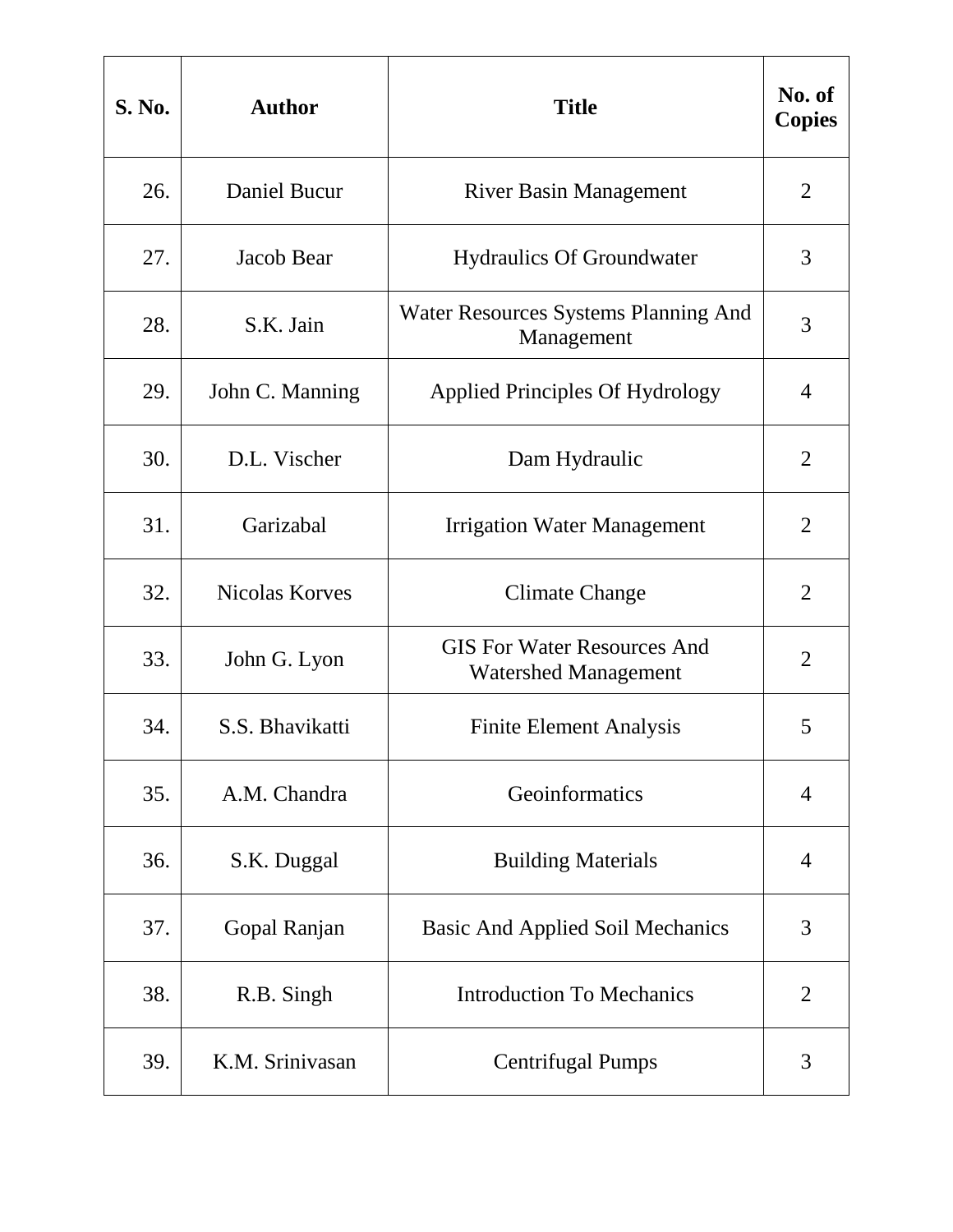| S. No. | Author | Title | No. of Copies |
|---|---|---|---|
| 26. | Daniel Bucur | River Basin Management | 2 |
| 27. | Jacob Bear | Hydraulics Of Groundwater | 3 |
| 28. | S.K. Jain | Water Resources Systems Planning And Management | 3 |
| 29. | John C. Manning | Applied Principles Of Hydrology | 4 |
| 30. | D.L. Vischer | Dam Hydraulic | 2 |
| 31. | Garizabal | Irrigation Water Management | 2 |
| 32. | Nicolas Korves | Climate Change | 2 |
| 33. | John G. Lyon | GIS For Water Resources And Watershed Management | 2 |
| 34. | S.S. Bhavikatti | Finite Element Analysis | 5 |
| 35. | A.M. Chandra | Geoinformatics | 4 |
| 36. | S.K. Duggal | Building Materials | 4 |
| 37. | Gopal Ranjan | Basic And Applied Soil Mechanics | 3 |
| 38. | R.B. Singh | Introduction To Mechanics | 2 |
| 39. | K.M. Srinivasan | Centrifugal Pumps | 3 |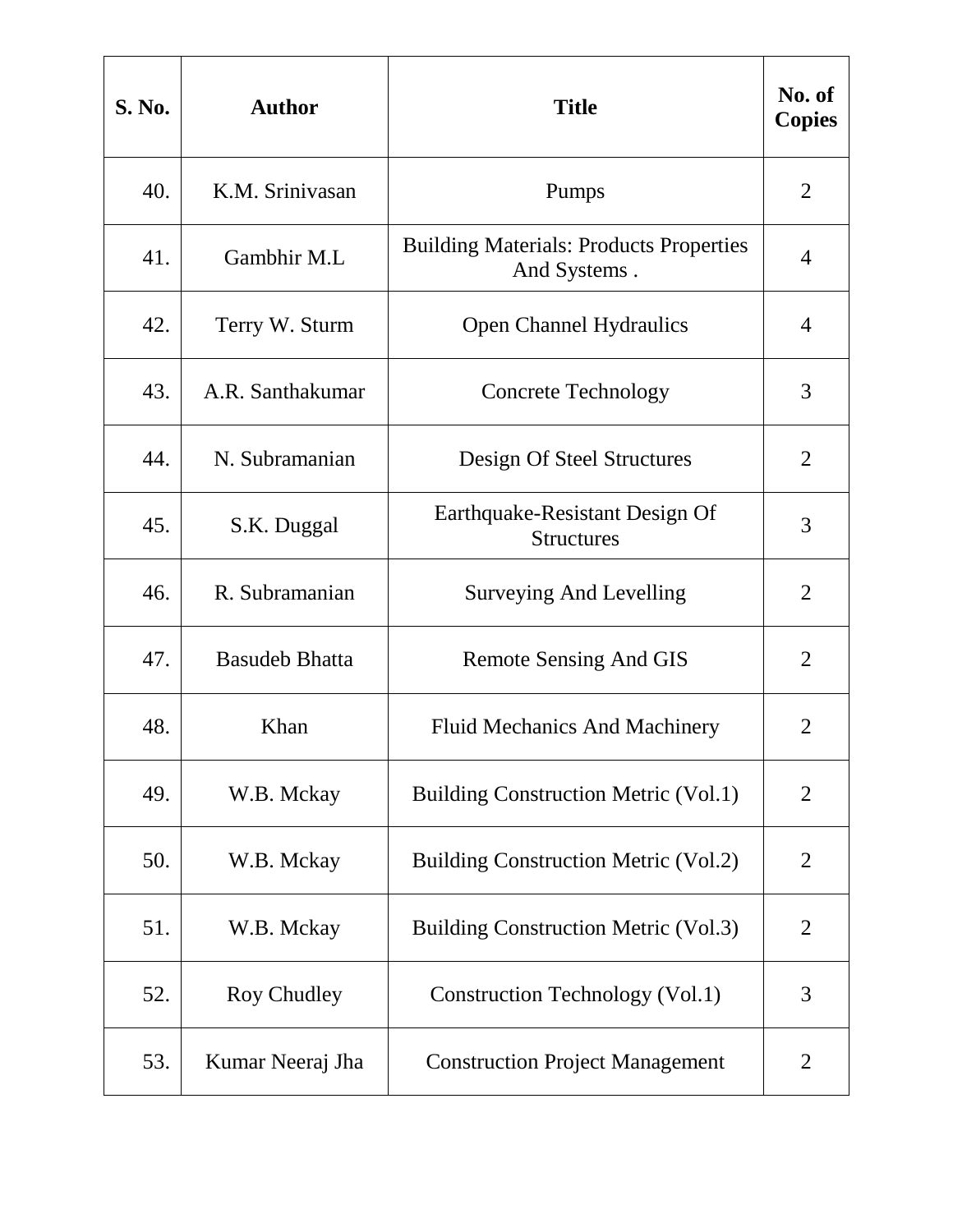| S. No. | Author | Title | No. of Copies |
|---|---|---|---|
| 40. | K.M. Srinivasan | Pumps | 2 |
| 41. | Gambhir M.L | Building Materials: Products Properties And Systems . | 4 |
| 42. | Terry W. Sturm | Open Channel Hydraulics | 4 |
| 43. | A.R. Santhakumar | Concrete Technology | 3 |
| 44. | N. Subramanian | Design Of Steel Structures | 2 |
| 45. | S.K. Duggal | Earthquake-Resistant Design Of Structures | 3 |
| 46. | R. Subramanian | Surveying And Levelling | 2 |
| 47. | Basudeb Bhatta | Remote Sensing And GIS | 2 |
| 48. | Khan | Fluid Mechanics And Machinery | 2 |
| 49. | W.B. Mckay | Building Construction Metric (Vol.1) | 2 |
| 50. | W.B. Mckay | Building Construction Metric (Vol.2) | 2 |
| 51. | W.B. Mckay | Building Construction Metric (Vol.3) | 2 |
| 52. | Roy Chudley | Construction Technology (Vol.1) | 3 |
| 53. | Kumar Neeraj Jha | Construction Project Management | 2 |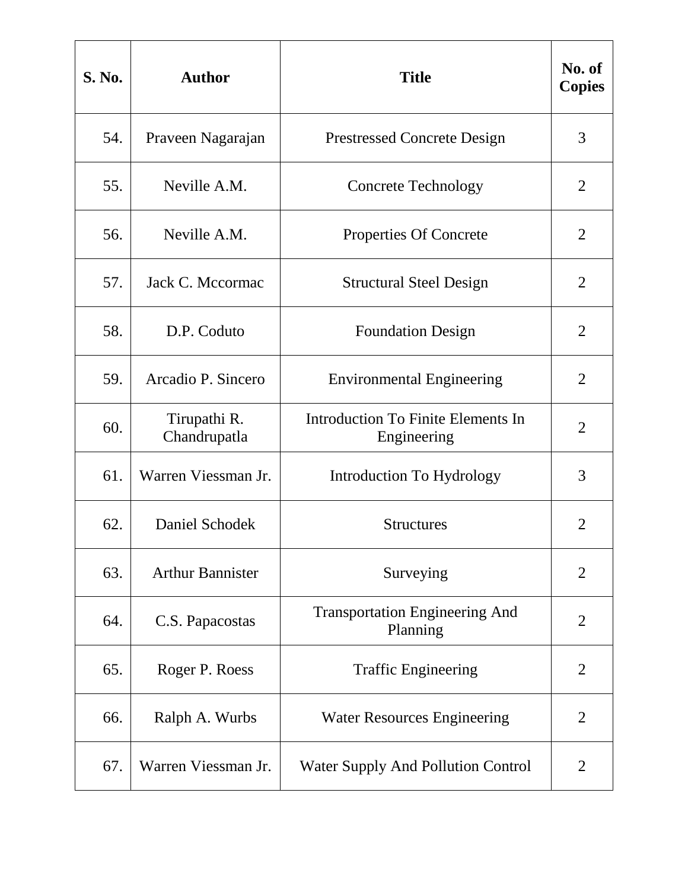| S. No. | Author | Title | No. of Copies |
|---|---|---|---|
| 54. | Praveen Nagarajan | Prestressed Concrete Design | 3 |
| 55. | Neville A.M. | Concrete Technology | 2 |
| 56. | Neville A.M. | Properties Of Concrete | 2 |
| 57. | Jack C. Mccormac | Structural Steel Design | 2 |
| 58. | D.P. Coduto | Foundation Design | 2 |
| 59. | Arcadio P. Sincero | Environmental Engineering | 2 |
| 60. | Tirupathi R. Chandrupatla | Introduction To Finite Elements In Engineering | 2 |
| 61. | Warren Viessman Jr. | Introduction To Hydrology | 3 |
| 62. | Daniel Schodek | Structures | 2 |
| 63. | Arthur Bannister | Surveying | 2 |
| 64. | C.S. Papacostas | Transportation Engineering And Planning | 2 |
| 65. | Roger P. Roess | Traffic Engineering | 2 |
| 66. | Ralph A. Wurbs | Water Resources Engineering | 2 |
| 67. | Warren Viessman Jr. | Water Supply And Pollution Control | 2 |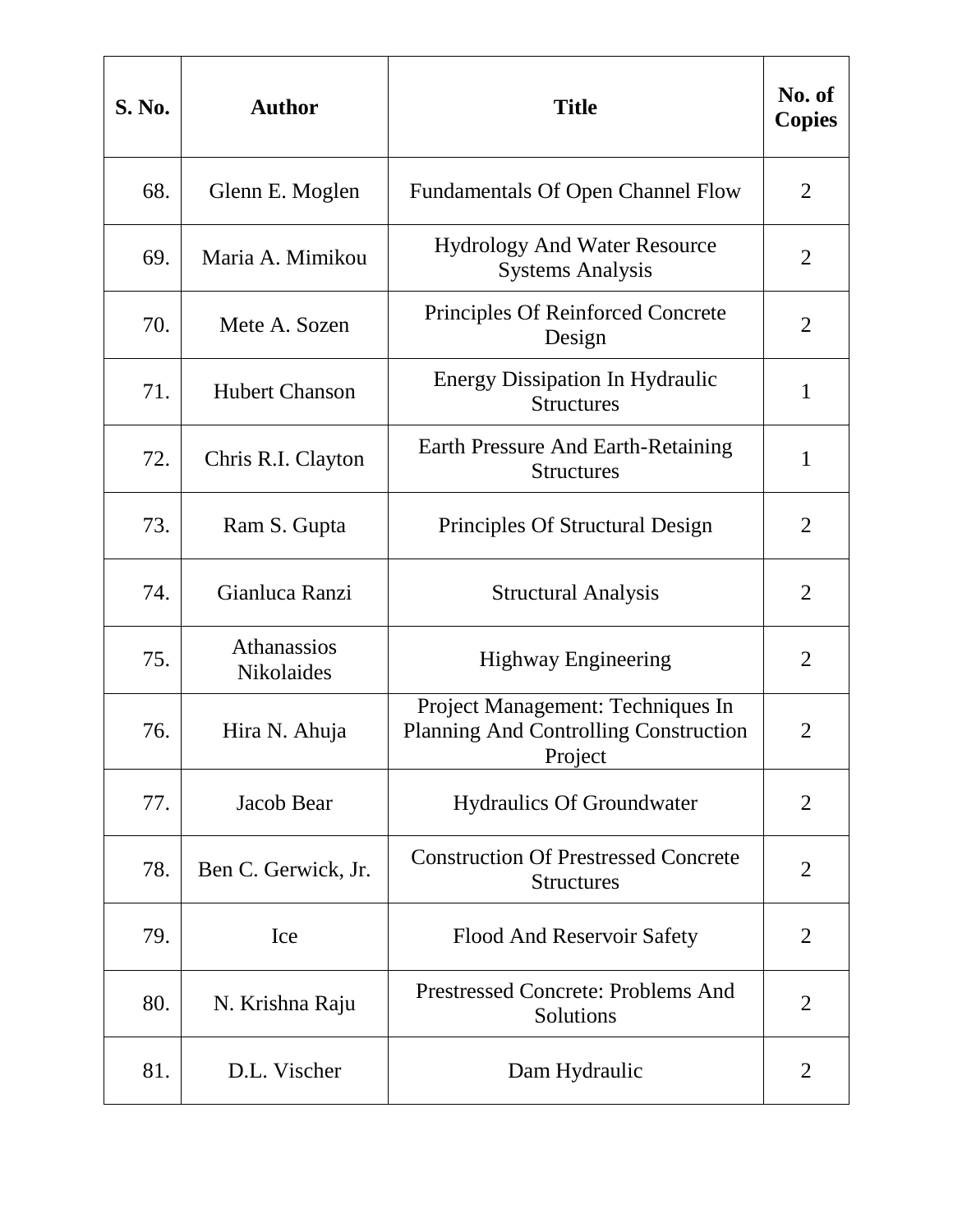| S. No. | Author | Title | No. of Copies |
|---|---|---|---|
| 68. | Glenn E. Moglen | Fundamentals Of Open Channel Flow | 2 |
| 69. | Maria A. Mimikou | Hydrology And Water Resource Systems Analysis | 2 |
| 70. | Mete A. Sozen | Principles Of Reinforced Concrete Design | 2 |
| 71. | Hubert Chanson | Energy Dissipation In Hydraulic Structures | 1 |
| 72. | Chris R.I. Clayton | Earth Pressure And Earth-Retaining Structures | 1 |
| 73. | Ram S. Gupta | Principles Of Structural Design | 2 |
| 74. | Gianluca Ranzi | Structural Analysis | 2 |
| 75. | Athanassios Nikolaides | Highway Engineering | 2 |
| 76. | Hira N. Ahuja | Project Management: Techniques In Planning And Controlling Construction Project | 2 |
| 77. | Jacob Bear | Hydraulics Of Groundwater | 2 |
| 78. | Ben C. Gerwick, Jr. | Construction Of Prestressed Concrete Structures | 2 |
| 79. | Ice | Flood And Reservoir Safety | 2 |
| 80. | N. Krishna Raju | Prestressed Concrete: Problems And Solutions | 2 |
| 81. | D.L. Vischer | Dam Hydraulic | 2 |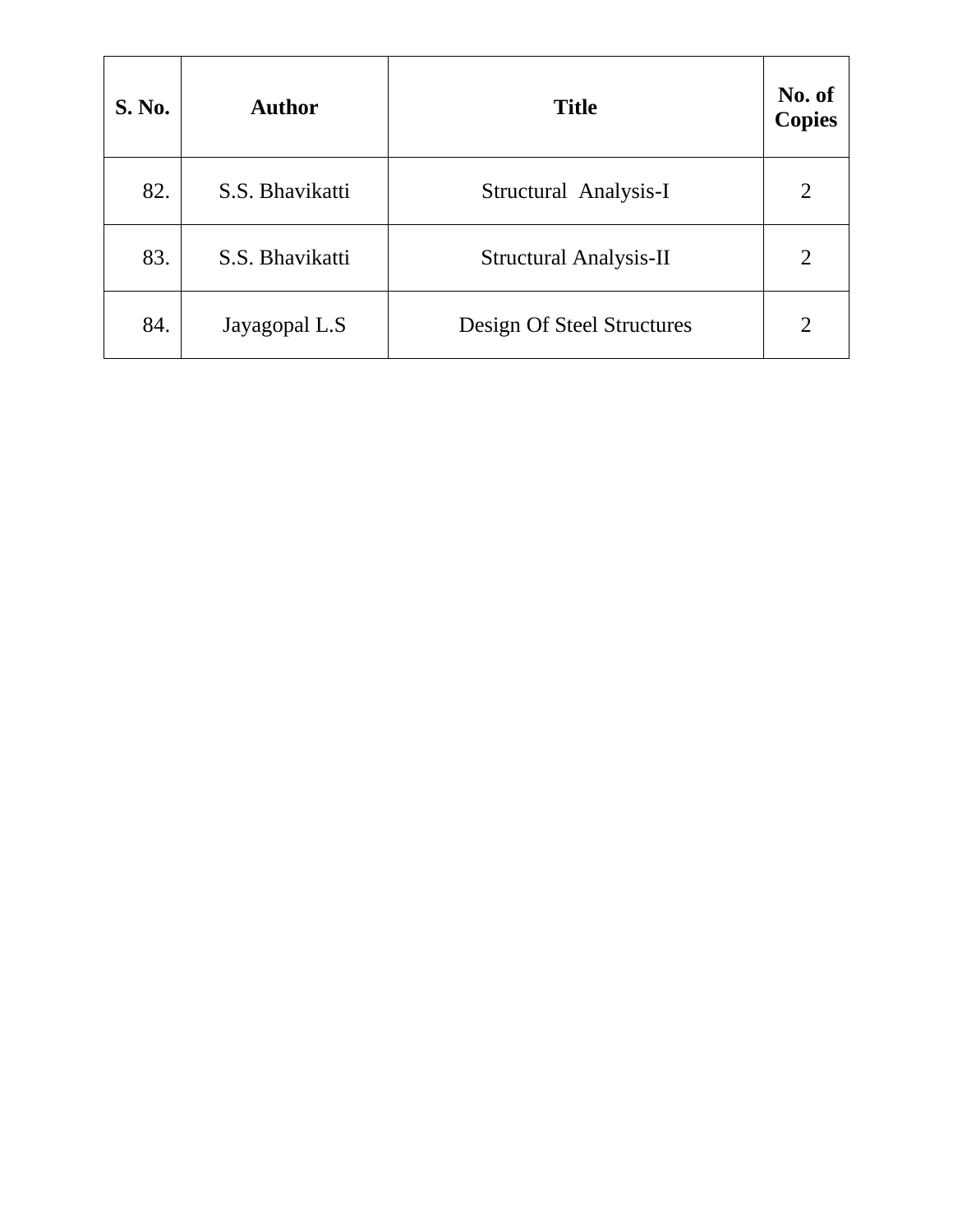| S. No. | Author | Title | No. of Copies |
|---|---|---|---|
| 82. | S.S. Bhavikatti | Structural Analysis-I | 2 |
| 83. | S.S. Bhavikatti | Structural Analysis-II | 2 |
| 84. | Jayagopal L.S | Design Of Steel Structures | 2 |